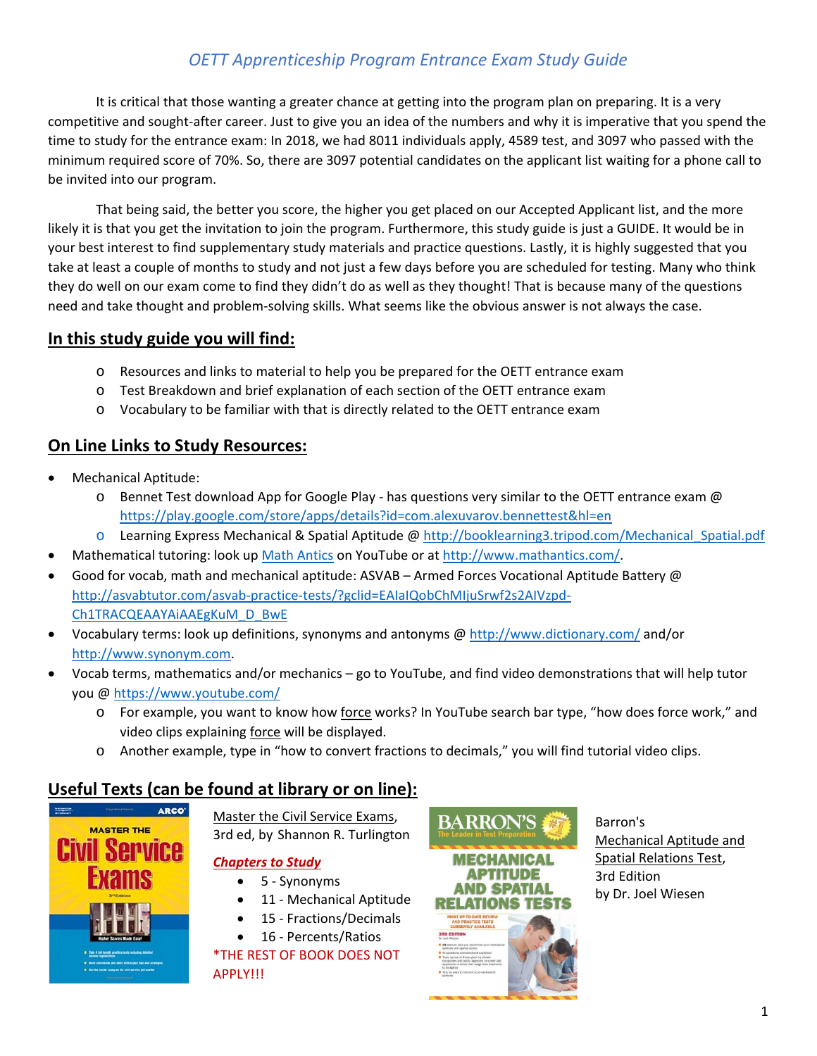*OETT Apprenticeship Program Entrance Exam Study Guide*

It is critical that those wanting a greater chance at getting into the program plan on preparing. It is a very competitive and sought-after career. Just to give you an idea of the numbers and why it is imperative that you spend the time to study for the entrance exam: In 2018, we had 8011 individuals apply, 4589 test, and 3097 who passed with the minimum required score of 70%. So, there are 3097 potential candidates on the applicant list waiting for a phone call to be invited into our program.

That being said, the better you score, the higher you get placed on our Accepted Applicant list, and the more likely it is that you get the invitation to join the program. Furthermore, this study guide is just a GUIDE. It would be in your best interest to find supplementary study materials and practice questions. Lastly, it is highly suggested that you take at least a couple of months to study and not just a few days before you are scheduled for testing. Many who think they do well on our exam come to find they didn't do as well as they thought! That is because many of the questions need and take thought and problem-solving skills. What seems like the obvious answer is not always the case.

## In this study guide you will find:

- Resources and links to material to help you be prepared for the OETT entrance exam
- Test Breakdown and brief explanation of each section of the OETT entrance exam
- Vocabulary to be familiar with that is directly related to the OETT entrance exam

## On Line Links to Study Resources:

- Mechanical Aptitude:
  - Bennet Test download App for Google Play - has questions very similar to the OETT entrance exam @ https://play.google.com/store/apps/details?id=com.alexuvarov.bennettest&hl=en
  - Learning Express Mechanical & Spatial Aptitude @ http://booklearning3.tripod.com/Mechanical_Spatial.pdf
- Mathematical tutoring: look up Math Antics on YouTube or at http://www.mathantics.com/.
- Good for vocab, math and mechanical aptitude: ASVAB – Armed Forces Vocational Aptitude Battery @ http://asvabtutor.com/asvab-practice-tests/?gclid=EAIaIQobChMIjuSrwf2s2AIVzpd-Ch1TRACQEAAYAiAAEgKuM_D_BwE
- Vocabulary terms: look up definitions, synonyms and antonyms @ http://www.dictionary.com/ and/or http://www.synonym.com.
- Vocab terms, mathematics and/or mechanics – go to YouTube, and find video demonstrations that will help tutor you @ https://www.youtube.com/
  - For example, you want to know how force works? In YouTube search bar type, "how does force work," and video clips explaining force will be displayed.
  - Another example, type in "how to convert fractions to decimals," you will find tutorial video clips.

## Useful Texts (can be found at library or on line):

Master the Civil Service Exams, 3rd ed, by Shannon R. Turlington

***Chapters to Study***

- 5 - Synonyms
- 11 - Mechanical Aptitude
- 15 - Fractions/Decimals
- 16 - Percents/Ratios

*THE REST OF BOOK DOES NOT APPLY!!!

Barron's Mechanical Aptitude and Spatial Relations Test, 3rd Edition by Dr. Joel Wiesen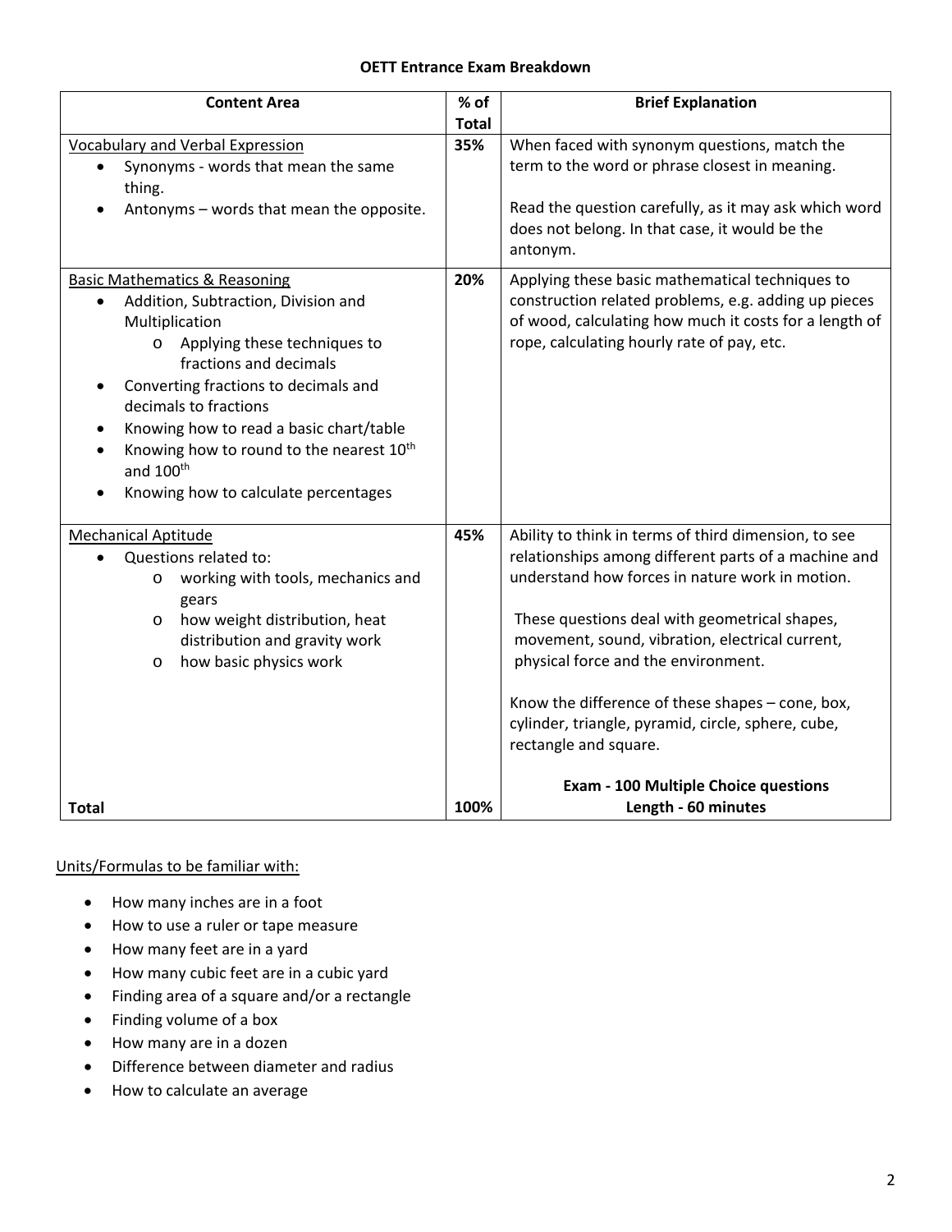**OETT Entrance Exam Breakdown**

| Content Area | % of Total | Brief Explanation |
|---|---|---|
| <u>Vocabulary and Verbal Expression</u><br>• Synonyms - words that mean the same thing.<br>• Antonyms – words that mean the opposite. | **35%** | When faced with synonym questions, match the term to the word or phrase closest in meaning.<br><br>Read the question carefully, as it may ask which word does not belong. In that case, it would be the antonym. |
| <u>Basic Mathematics & Reasoning</u><br>• Addition, Subtraction, Division and Multiplication<br>&nbsp;&nbsp;&nbsp;&nbsp;o Applying these techniques to fractions and decimals<br>• Converting fractions to decimals and decimals to fractions<br>• Knowing how to read a basic chart/table<br>• Knowing how to round to the nearest 10th and 100th<br>• Knowing how to calculate percentages | **20%** | Applying these basic mathematical techniques to construction related problems, e.g. adding up pieces of wood, calculating how much it costs for a length of rope, calculating hourly rate of pay, etc. |
| <u>Mechanical Aptitude</u><br>• Questions related to:<br>&nbsp;&nbsp;&nbsp;&nbsp;o working with tools, mechanics and gears<br>&nbsp;&nbsp;&nbsp;&nbsp;o how weight distribution, heat distribution and gravity work<br>&nbsp;&nbsp;&nbsp;&nbsp;o how basic physics work | **45%** | Ability to think in terms of third dimension, to see relationships among different parts of a machine and understand how forces in nature work in motion.<br><br>These questions deal with geometrical shapes, movement, sound, vibration, electrical current, physical force and the environment.<br><br>Know the difference of these shapes – cone, box, cylinder, triangle, pyramid, circle, sphere, cube, rectangle and square. |
| **Total** | **100%** | **Exam - 100 Multiple Choice questions**<br>**Length - 60 minutes** |

<u>Units/Formulas to be familiar with:</u>

- How many inches are in a foot
- How to use a ruler or tape measure
- How many feet are in a yard
- How many cubic feet are in a cubic yard
- Finding area of a square and/or a rectangle
- Finding volume of a box
- How many are in a dozen
- Difference between diameter and radius
- How to calculate an average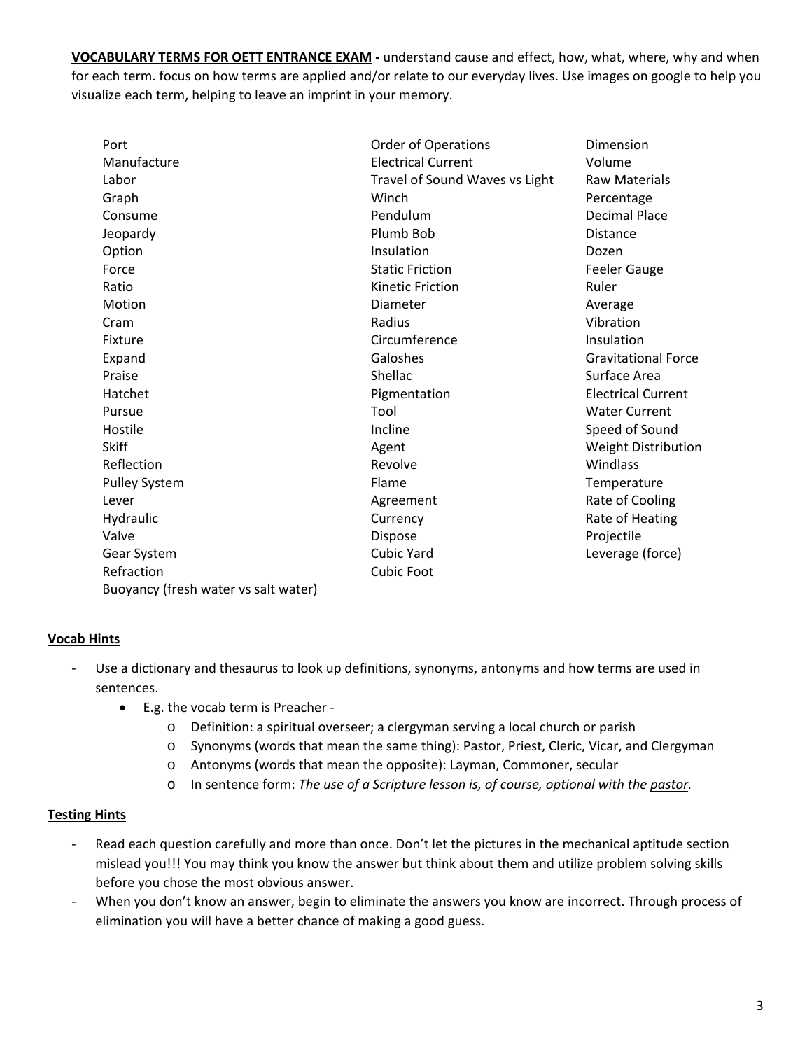**VOCABULARY TERMS FOR OETT ENTRANCE EXAM -** understand cause and effect, how, what, where, why and when for each term. focus on how terms are applied and/or relate to our everyday lives. Use images on google to help you visualize each term, helping to leave an imprint in your memory.

- Port
- Manufacture
- Labor
- Graph
- Consume
- Jeopardy
- Option
- Force
- Ratio
- Motion
- Cram
- Fixture
- Expand
- Praise
- Hatchet
- Pursue
- Hostile
- Skiff
- Reflection
- Pulley System
- Lever
- Hydraulic
- Valve
- Gear System
- Refraction
- Buoyancy (fresh water vs salt water)
- Order of Operations
- Electrical Current
- Travel of Sound Waves vs Light
- Winch
- Pendulum
- Plumb Bob
- Insulation
- Static Friction
- Kinetic Friction
- Diameter
- Radius
- Circumference
- Galoshes
- Shellac
- Pigmentation
- Tool
- Incline
- Agent
- Revolve
- Flame
- Agreement
- Currency
- Dispose
- Cubic Yard
- Cubic Foot
- Dimension
- Volume
- Raw Materials
- Percentage
- Decimal Place
- Distance
- Dozen
- Feeler Gauge
- Ruler
- Average
- Vibration
- Insulation
- Gravitational Force
- Surface Area
- Electrical Current
- Water Current
- Speed of Sound
- Weight Distribution
- Windlass
- Temperature
- Rate of Cooling
- Rate of Heating
- Projectile
- Leverage (force)

**Vocab Hints**

- Use a dictionary and thesaurus to look up definitions, synonyms, antonyms and how terms are used in sentences.
  - E.g. the vocab term is Preacher -
    - Definition: a spiritual overseer; a clergyman serving a local church or parish
    - Synonyms (words that mean the same thing): Pastor, Priest, Cleric, Vicar, and Clergyman
    - Antonyms (words that mean the opposite): Layman, Commoner, secular
    - In sentence form: *The use of a Scripture lesson is, of course, optional with the pastor.*

**Testing Hints**

- Read each question carefully and more than once. Don't let the pictures in the mechanical aptitude section mislead you!!! You may think you know the answer but think about them and utilize problem solving skills before you chose the most obvious answer.
- When you don't know an answer, begin to eliminate the answers you know are incorrect. Through process of elimination you will have a better chance of making a good guess.